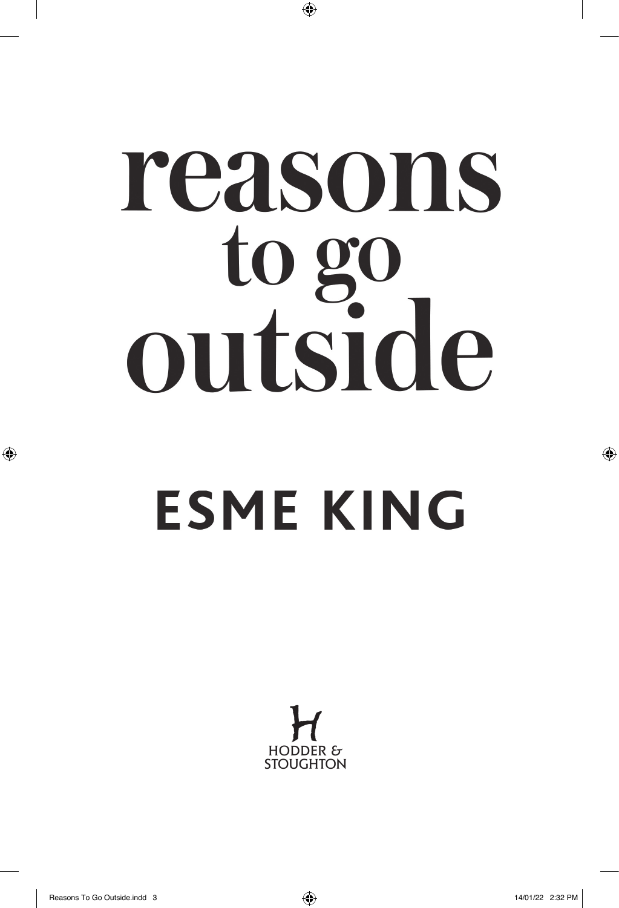# reasons to go outside

## ESME KING

HODDER & STOUGHTON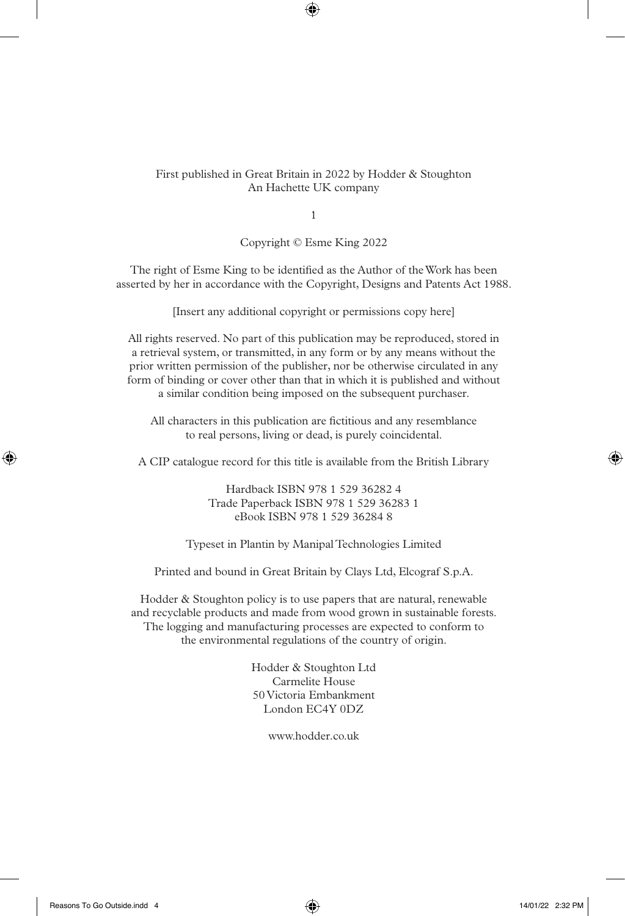First published in Great Britain in 2022 by Hodder & Stoughton
An Hachette UK company

1

Copyright © Esme King 2022

The right of Esme King to be identified as the Author of the Work has been asserted by her in accordance with the Copyright, Designs and Patents Act 1988.

[Insert any additional copyright or permissions copy here]

All rights reserved. No part of this publication may be reproduced, stored in a retrieval system, or transmitted, in any form or by any means without the prior written permission of the publisher, nor be otherwise circulated in any form of binding or cover other than that in which it is published and without a similar condition being imposed on the subsequent purchaser.

All characters in this publication are fictitious and any resemblance to real persons, living or dead, is purely coincidental.

A CIP catalogue record for this title is available from the British Library

Hardback ISBN 978 1 529 36282 4
Trade Paperback ISBN 978 1 529 36283 1
eBook ISBN 978 1 529 36284 8

Typeset in Plantin by Manipal Technologies Limited

Printed and bound in Great Britain by Clays Ltd, Elcograf S.p.A.

Hodder & Stoughton policy is to use papers that are natural, renewable and recyclable products and made from wood grown in sustainable forests. The logging and manufacturing processes are expected to conform to the environmental regulations of the country of origin.

Hodder & Stoughton Ltd
Carmelite House
50 Victoria Embankment
London EC4Y 0DZ

www.hodder.co.uk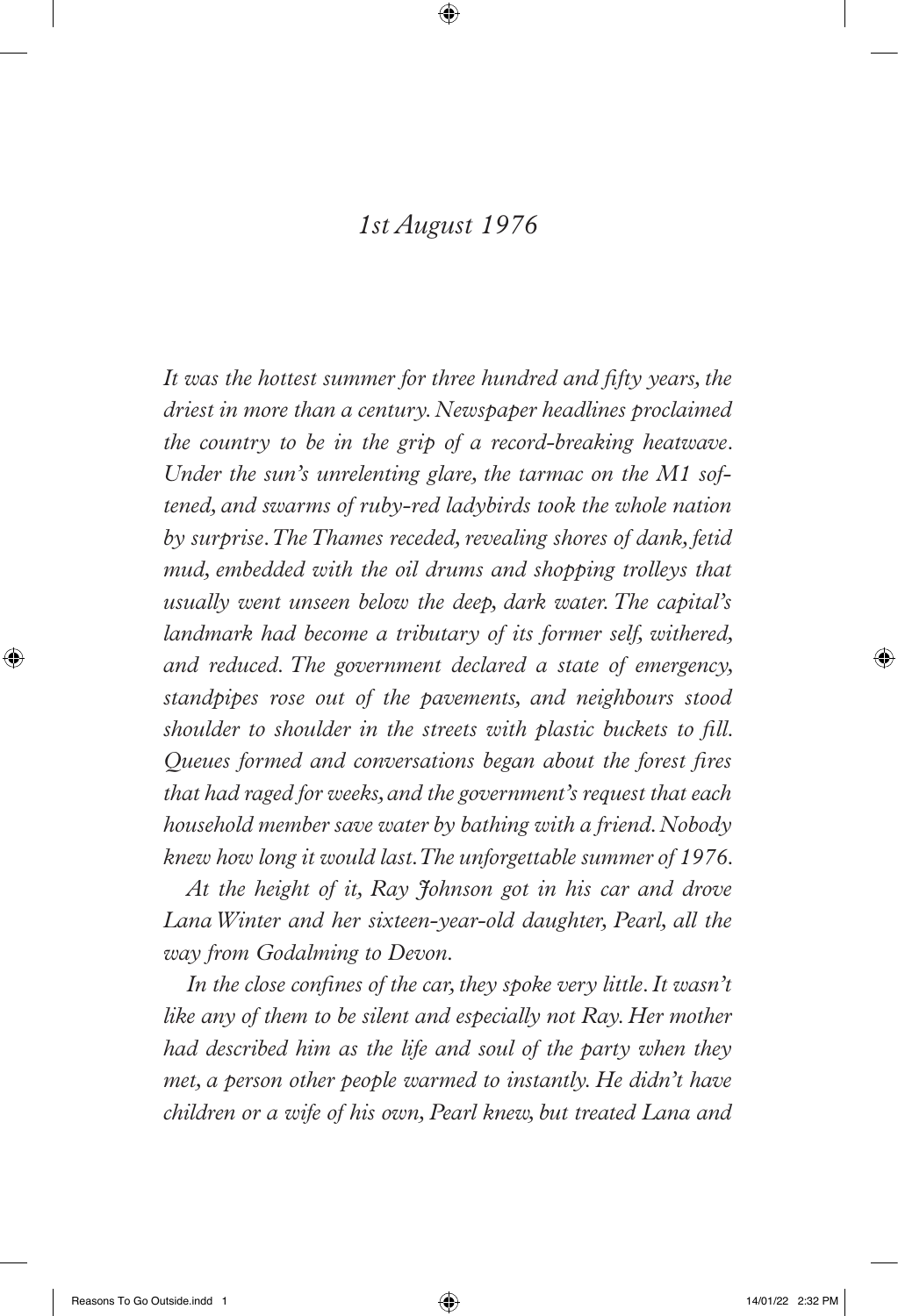# *1st August 1976*

*It was the hottest summer for three hundred and fifty years, the driest in more than a century. Newspaper headlines proclaimed the country to be in the grip of a record-breaking heatwave. Under the sun's unrelenting glare, the tarmac on the M1 softened, and swarms of ruby-red ladybirds took the whole nation by surprise. The Thames receded, revealing shores of dank, fetid mud, embedded with the oil drums and shopping trolleys that usually went unseen below the deep, dark water. The capital's landmark had become a tributary of its former self, withered, and reduced. The government declared a state of emergency, standpipes rose out of the pavements, and neighbours stood shoulder to shoulder in the streets with plastic buckets to fill. Queues formed and conversations began about the forest fires that had raged for weeks, and the government's request that each household member save water by bathing with a friend. Nobody knew how long it would last. The unforgettable summer of 1976.*

*At the height of it, Ray Johnson got in his car and drove Lana Winter and her sixteen-year-old daughter, Pearl, all the way from Godalming to Devon.*

*In the close confines of the car, they spoke very little. It wasn't like any of them to be silent and especially not Ray. Her mother had described him as the life and soul of the party when they met, a person other people warmed to instantly. He didn't have children or a wife of his own, Pearl knew, but treated Lana and*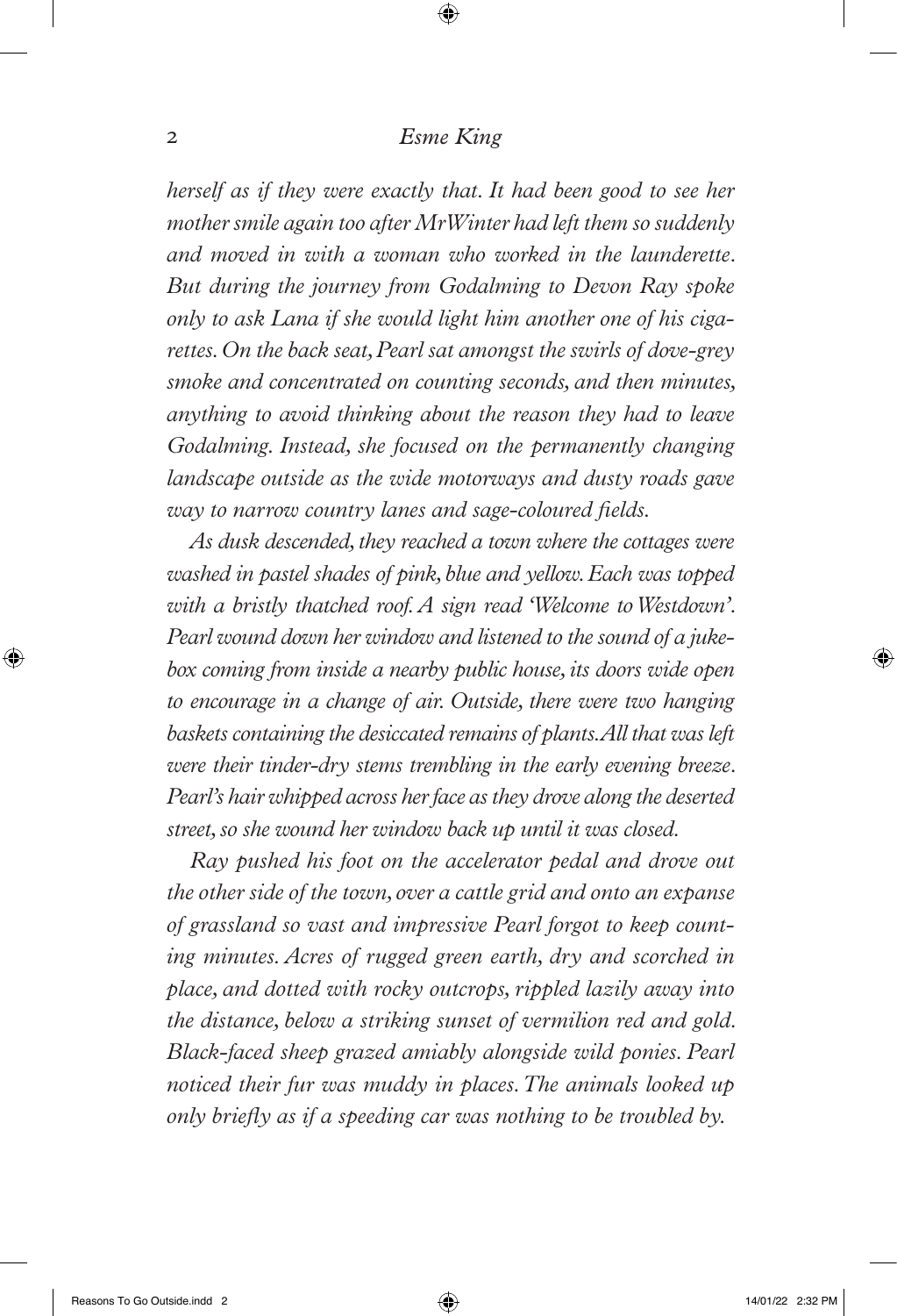*herself as if they were exactly that. It had been good to see her mother smile again too after MrWinter had left them so suddenly and moved in with a woman who worked in the launderette. But during the journey from Godalming to Devon Ray spoke only to ask Lana if she would light him another one of his cigarettes. On the back seat, Pearl sat amongst the swirls of dove-grey smoke and concentrated on counting seconds, and then minutes, anything to avoid thinking about the reason they had to leave Godalming. Instead, she focused on the permanently changing landscape outside as the wide motorways and dusty roads gave way to narrow country lanes and sage-coloured fields.*

*As dusk descended, they reached a town where the cottages were washed in pastel shades of pink, blue and yellow. Each was topped with a bristly thatched roof. A sign read 'Welcome to Westdown'. Pearl wound down her window and listened to the sound of a jukebox coming from inside a nearby public house, its doors wide open to encourage in a change of air. Outside, there were two hanging baskets containing the desiccated remains of plants. All that was left were their tinder-dry stems trembling in the early evening breeze. Pearl's hair whipped across her face as they drove along the deserted street, so she wound her window back up until it was closed.*

*Ray pushed his foot on the accelerator pedal and drove out the other side of the town, over a cattle grid and onto an expanse of grassland so vast and impressive Pearl forgot to keep counting minutes. Acres of rugged green earth, dry and scorched in place, and dotted with rocky outcrops, rippled lazily away into the distance, below a striking sunset of vermilion red and gold. Black-faced sheep grazed amiably alongside wild ponies. Pearl noticed their fur was muddy in places. The animals looked up only briefly as if a speeding car was nothing to be troubled by.*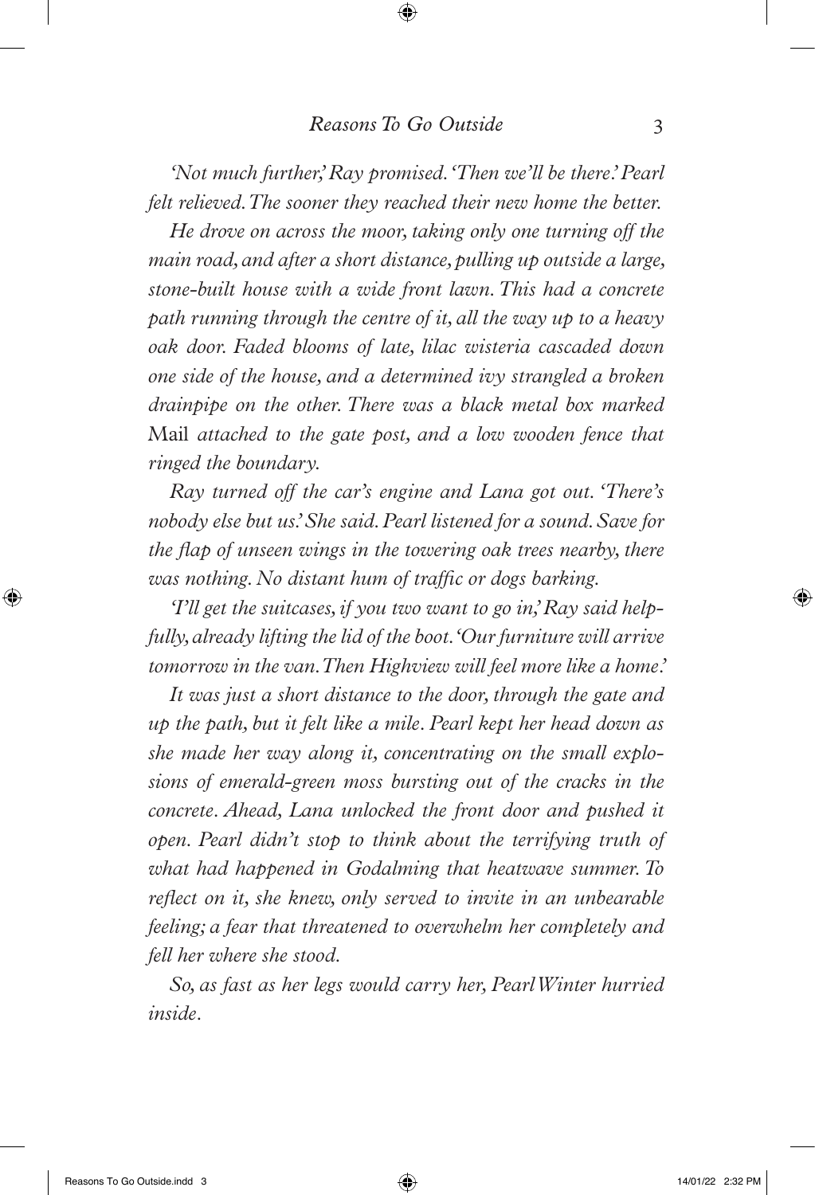*'Not much further,' Ray promised. 'Then we'll be there.' Pearl felt relieved. The sooner they reached their new home the better.*

*He drove on across the moor, taking only one turning off the main road, and after a short distance, pulling up outside a large, stone-built house with a wide front lawn. This had a concrete path running through the centre of it, all the way up to a heavy oak door. Faded blooms of late, lilac wisteria cascaded down one side of the house, and a determined ivy strangled a broken drainpipe on the other. There was a black metal box marked* Mail *attached to the gate post, and a low wooden fence that ringed the boundary.*

*Ray turned off the car's engine and Lana got out. 'There's nobody else but us.' She said. Pearl listened for a sound. Save for the flap of unseen wings in the towering oak trees nearby, there was nothing. No distant hum of traffic or dogs barking.*

*'I'll get the suitcases, if you two want to go in,' Ray said helpfully, already lifting the lid of the boot. 'Our furniture will arrive tomorrow in the van. Then Highview will feel more like a home.'*

*It was just a short distance to the door, through the gate and up the path, but it felt like a mile. Pearl kept her head down as she made her way along it, concentrating on the small explosions of emerald-green moss bursting out of the cracks in the concrete. Ahead, Lana unlocked the front door and pushed it open. Pearl didn't stop to think about the terrifying truth of what had happened in Godalming that heatwave summer. To reflect on it, she knew, only served to invite in an unbearable feeling; a fear that threatened to overwhelm her completely and fell her where she stood.*

*So, as fast as her legs would carry her, Pearl Winter hurried inside.*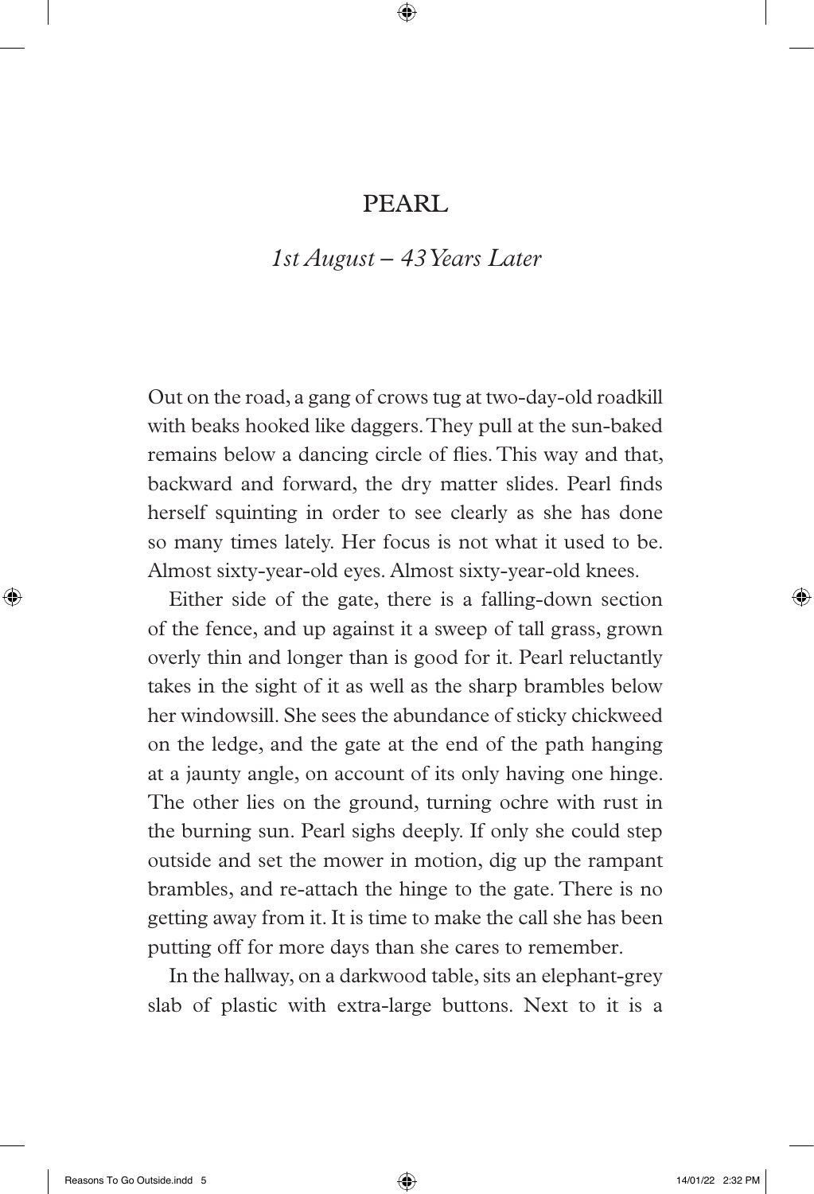## PEARL

*1st August – 43 Years Later*

Out on the road, a gang of crows tug at two-day-old roadkill with beaks hooked like daggers. They pull at the sun-baked remains below a dancing circle of flies. This way and that, backward and forward, the dry matter slides. Pearl finds herself squinting in order to see clearly as she has done so many times lately. Her focus is not what it used to be. Almost sixty-year-old eyes. Almost sixty-year-old knees.

Either side of the gate, there is a falling-down section of the fence, and up against it a sweep of tall grass, grown overly thin and longer than is good for it. Pearl reluctantly takes in the sight of it as well as the sharp brambles below her windowsill. She sees the abundance of sticky chickweed on the ledge, and the gate at the end of the path hanging at a jaunty angle, on account of its only having one hinge. The other lies on the ground, turning ochre with rust in the burning sun. Pearl sighs deeply. If only she could step outside and set the mower in motion, dig up the rampant brambles, and re-attach the hinge to the gate. There is no getting away from it. It is time to make the call she has been putting off for more days than she cares to remember.

In the hallway, on a darkwood table, sits an elephant-grey slab of plastic with extra-large buttons. Next to it is a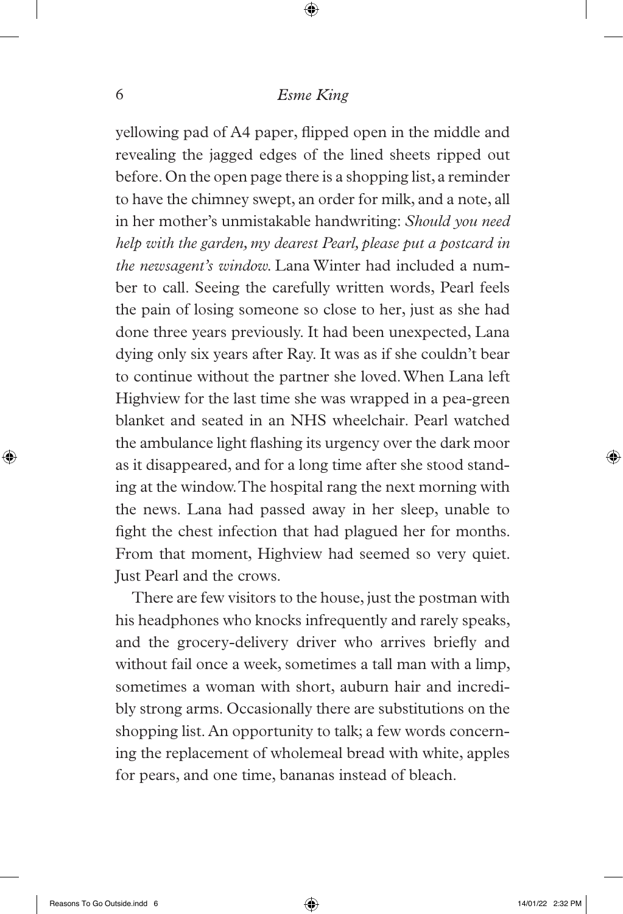yellowing pad of A4 paper, flipped open in the middle and revealing the jagged edges of the lined sheets ripped out before. On the open page there is a shopping list, a reminder to have the chimney swept, an order for milk, and a note, all in her mother's unmistakable handwriting: *Should you need help with the garden, my dearest Pearl, please put a postcard in the newsagent's window.* Lana Winter had included a number to call. Seeing the carefully written words, Pearl feels the pain of losing someone so close to her, just as she had done three years previously. It had been unexpected, Lana dying only six years after Ray. It was as if she couldn't bear to continue without the partner she loved. When Lana left Highview for the last time she was wrapped in a pea-green blanket and seated in an NHS wheelchair. Pearl watched the ambulance light flashing its urgency over the dark moor as it disappeared, and for a long time after she stood standing at the window. The hospital rang the next morning with the news. Lana had passed away in her sleep, unable to fight the chest infection that had plagued her for months. From that moment, Highview had seemed so very quiet. Just Pearl and the crows.

There are few visitors to the house, just the postman with his headphones who knocks infrequently and rarely speaks, and the grocery-delivery driver who arrives briefly and without fail once a week, sometimes a tall man with a limp, sometimes a woman with short, auburn hair and incredibly strong arms. Occasionally there are substitutions on the shopping list. An opportunity to talk; a few words concerning the replacement of wholemeal bread with white, apples for pears, and one time, bananas instead of bleach.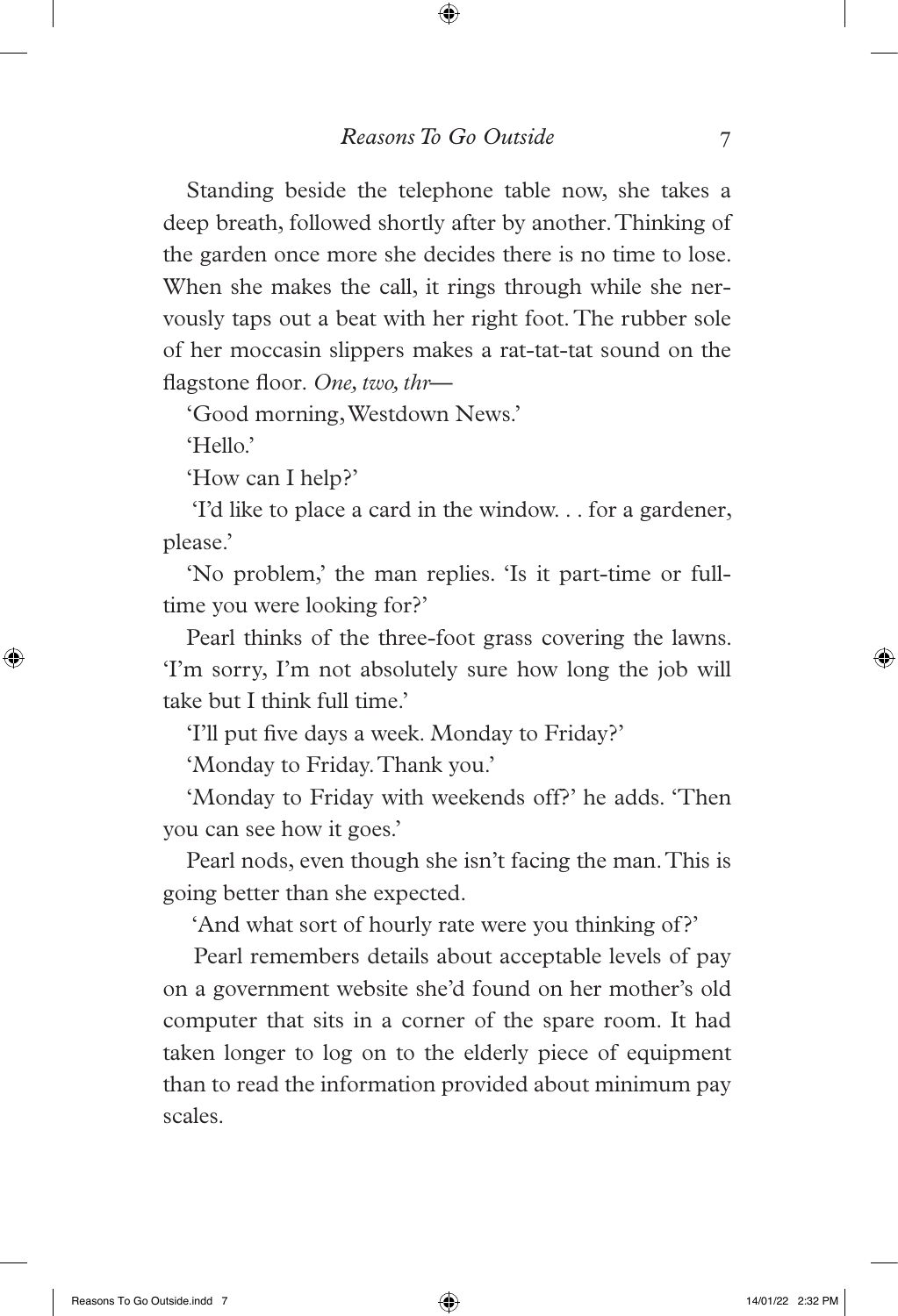Standing beside the telephone table now, she takes a deep breath, followed shortly after by another. Thinking of the garden once more she decides there is no time to lose. When she makes the call, it rings through while she nervously taps out a beat with her right foot. The rubber sole of her moccasin slippers makes a rat-tat-tat sound on the flagstone floor. *One, two, thr*—

'Good morning, Westdown News.'

'Hello.'

'How can I help?'

'I'd like to place a card in the window. . . for a gardener, please.'

'No problem,' the man replies. 'Is it part-time or full-time you were looking for?'

Pearl thinks of the three-foot grass covering the lawns. 'I'm sorry, I'm not absolutely sure how long the job will take but I think full time.'

'I'll put five days a week. Monday to Friday?'

'Monday to Friday. Thank you.'

'Monday to Friday with weekends off?' he adds. 'Then you can see how it goes.'

Pearl nods, even though she isn't facing the man. This is going better than she expected.

'And what sort of hourly rate were you thinking of?'

Pearl remembers details about acceptable levels of pay on a government website she'd found on her mother's old computer that sits in a corner of the spare room. It had taken longer to log on to the elderly piece of equipment than to read the information provided about minimum pay scales.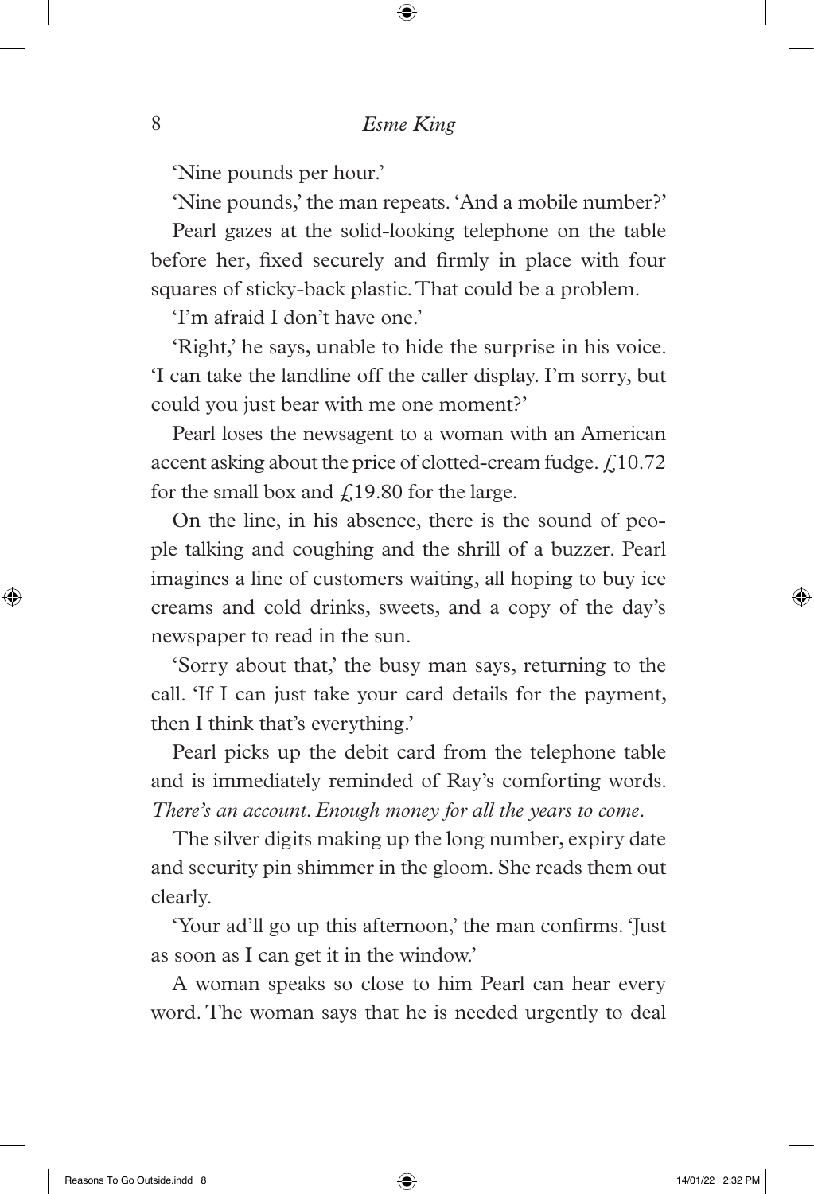'Nine pounds per hour.'

'Nine pounds,' the man repeats. 'And a mobile number?'

Pearl gazes at the solid-looking telephone on the table before her, fixed securely and firmly in place with four squares of sticky-back plastic. That could be a problem.

'I'm afraid I don't have one.'

'Right,' he says, unable to hide the surprise in his voice. 'I can take the landline off the caller display. I'm sorry, but could you just bear with me one moment?'

Pearl loses the newsagent to a woman with an American accent asking about the price of clotted-cream fudge. £10.72 for the small box and £19.80 for the large.

On the line, in his absence, there is the sound of people talking and coughing and the shrill of a buzzer. Pearl imagines a line of customers waiting, all hoping to buy ice creams and cold drinks, sweets, and a copy of the day's newspaper to read in the sun.

'Sorry about that,' the busy man says, returning to the call. 'If I can just take your card details for the payment, then I think that's everything.'

Pearl picks up the debit card from the telephone table and is immediately reminded of Ray's comforting words. *There's an account. Enough money for all the years to come.*

The silver digits making up the long number, expiry date and security pin shimmer in the gloom. She reads them out clearly.

'Your ad'll go up this afternoon,' the man confirms. 'Just as soon as I can get it in the window.'

A woman speaks so close to him Pearl can hear every word. The woman says that he is needed urgently to deal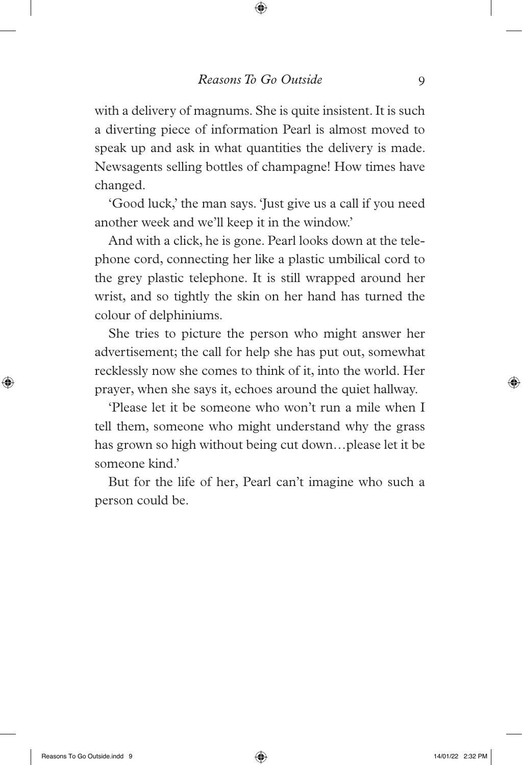with a delivery of magnums. She is quite insistent. It is such a diverting piece of information Pearl is almost moved to speak up and ask in what quantities the delivery is made. Newsagents selling bottles of champagne! How times have changed.

'Good luck,' the man says. 'Just give us a call if you need another week and we'll keep it in the window.'

And with a click, he is gone. Pearl looks down at the telephone cord, connecting her like a plastic umbilical cord to the grey plastic telephone. It is still wrapped around her wrist, and so tightly the skin on her hand has turned the colour of delphiniums.

She tries to picture the person who might answer her advertisement; the call for help she has put out, somewhat recklessly now she comes to think of it, into the world. Her prayer, when she says it, echoes around the quiet hallway.

'Please let it be someone who won't run a mile when I tell them, someone who might understand why the grass has grown so high without being cut down…please let it be someone kind.'

But for the life of her, Pearl can't imagine who such a person could be.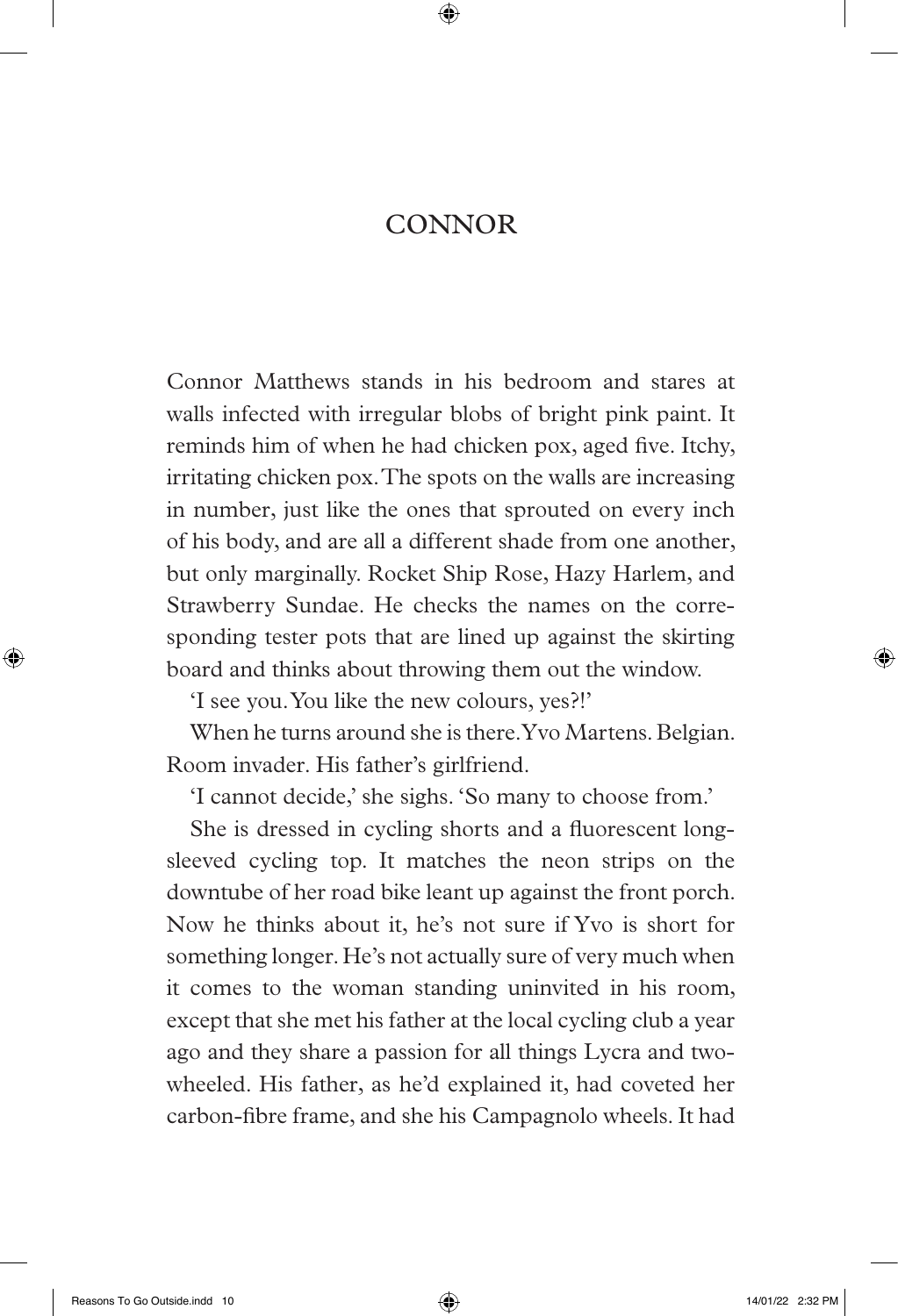# CONNOR

Connor Matthews stands in his bedroom and stares at walls infected with irregular blobs of bright pink paint. It reminds him of when he had chicken pox, aged five. Itchy, irritating chicken pox. The spots on the walls are increasing in number, just like the ones that sprouted on every inch of his body, and are all a different shade from one another, but only marginally. Rocket Ship Rose, Hazy Harlem, and Strawberry Sundae. He checks the names on the corresponding tester pots that are lined up against the skirting board and thinks about throwing them out the window.

'I see you. You like the new colours, yes?!'

When he turns around she is there. Yvo Martens. Belgian. Room invader. His father's girlfriend.

'I cannot decide,' she sighs. 'So many to choose from.'

She is dressed in cycling shorts and a fluorescent long-sleeved cycling top. It matches the neon strips on the downtube of her road bike leant up against the front porch. Now he thinks about it, he's not sure if Yvo is short for something longer. He's not actually sure of very much when it comes to the woman standing uninvited in his room, except that she met his father at the local cycling club a year ago and they share a passion for all things Lycra and two-wheeled. His father, as he'd explained it, had coveted her carbon-fibre frame, and she his Campagnolo wheels. It had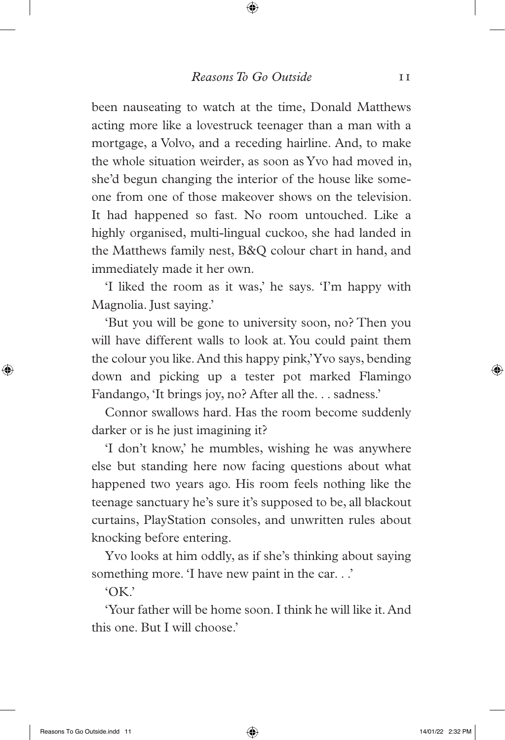been nauseating to watch at the time, Donald Matthews acting more like a lovestruck teenager than a man with a mortgage, a Volvo, and a receding hairline. And, to make the whole situation weirder, as soon as Yvo had moved in, she'd begun changing the interior of the house like someone from one of those makeover shows on the television. It had happened so fast. No room untouched. Like a highly organised, multi-lingual cuckoo, she had landed in the Matthews family nest, B&Q colour chart in hand, and immediately made it her own.

'I liked the room as it was,' he says. 'I'm happy with Magnolia. Just saying.'

'But you will be gone to university soon, no? Then you will have different walls to look at. You could paint them the colour you like. And this happy pink,' Yvo says, bending down and picking up a tester pot marked Flamingo Fandango, 'It brings joy, no? After all the. . . sadness.'

Connor swallows hard. Has the room become suddenly darker or is he just imagining it?

'I don't know,' he mumbles, wishing he was anywhere else but standing here now facing questions about what happened two years ago. His room feels nothing like the teenage sanctuary he's sure it's supposed to be, all blackout curtains, PlayStation consoles, and unwritten rules about knocking before entering.

Yvo looks at him oddly, as if she's thinking about saying something more. 'I have new paint in the car. . .'

'OK.'

'Your father will be home soon. I think he will like it. And this one. But I will choose.'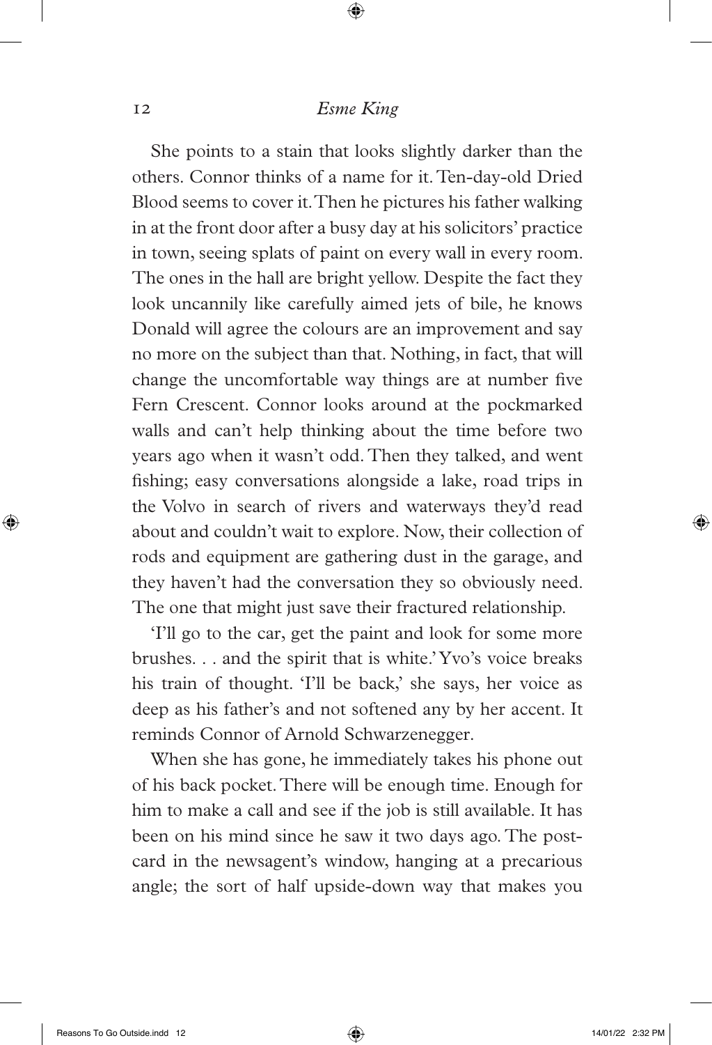She points to a stain that looks slightly darker than the others. Connor thinks of a name for it. Ten-day-old Dried Blood seems to cover it. Then he pictures his father walking in at the front door after a busy day at his solicitors' practice in town, seeing splats of paint on every wall in every room. The ones in the hall are bright yellow. Despite the fact they look uncannily like carefully aimed jets of bile, he knows Donald will agree the colours are an improvement and say no more on the subject than that. Nothing, in fact, that will change the uncomfortable way things are at number five Fern Crescent. Connor looks around at the pockmarked walls and can't help thinking about the time before two years ago when it wasn't odd. Then they talked, and went fishing; easy conversations alongside a lake, road trips in the Volvo in search of rivers and waterways they'd read about and couldn't wait to explore. Now, their collection of rods and equipment are gathering dust in the garage, and they haven't had the conversation they so obviously need. The one that might just save their fractured relationship.

'I'll go to the car, get the paint and look for some more brushes. . . and the spirit that is white.' Yvo's voice breaks his train of thought. 'I'll be back,' she says, her voice as deep as his father's and not softened any by her accent. It reminds Connor of Arnold Schwarzenegger.

When she has gone, he immediately takes his phone out of his back pocket. There will be enough time. Enough for him to make a call and see if the job is still available. It has been on his mind since he saw it two days ago. The post-card in the newsagent's window, hanging at a precarious angle; the sort of half upside-down way that makes you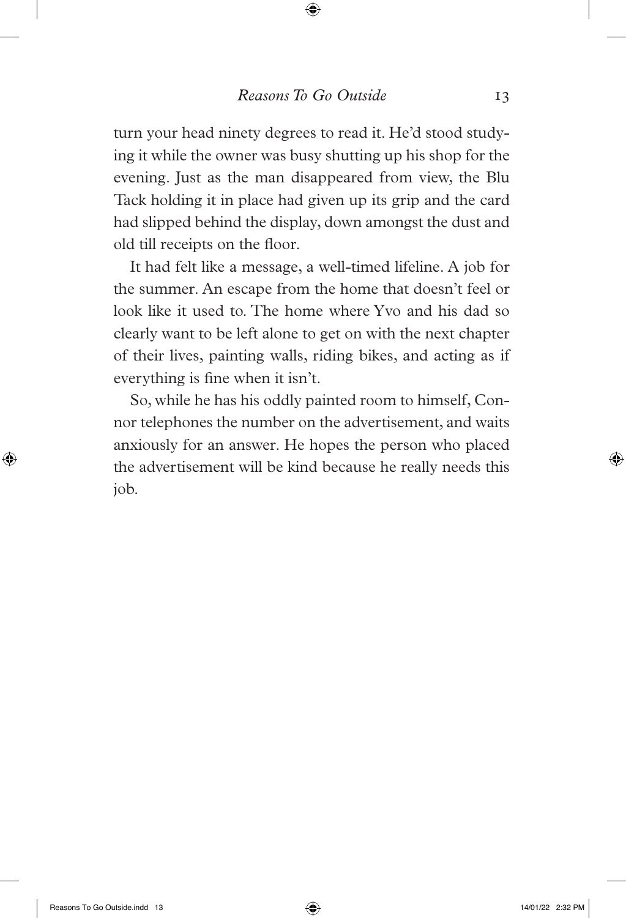turn your head ninety degrees to read it. He'd stood studying it while the owner was busy shutting up his shop for the evening. Just as the man disappeared from view, the Blu Tack holding it in place had given up its grip and the card had slipped behind the display, down amongst the dust and old till receipts on the floor.

It had felt like a message, a well-timed lifeline. A job for the summer. An escape from the home that doesn't feel or look like it used to. The home where Yvo and his dad so clearly want to be left alone to get on with the next chapter of their lives, painting walls, riding bikes, and acting as if everything is fine when it isn't.

So, while he has his oddly painted room to himself, Connor telephones the number on the advertisement, and waits anxiously for an answer. He hopes the person who placed the advertisement will be kind because he really needs this job.